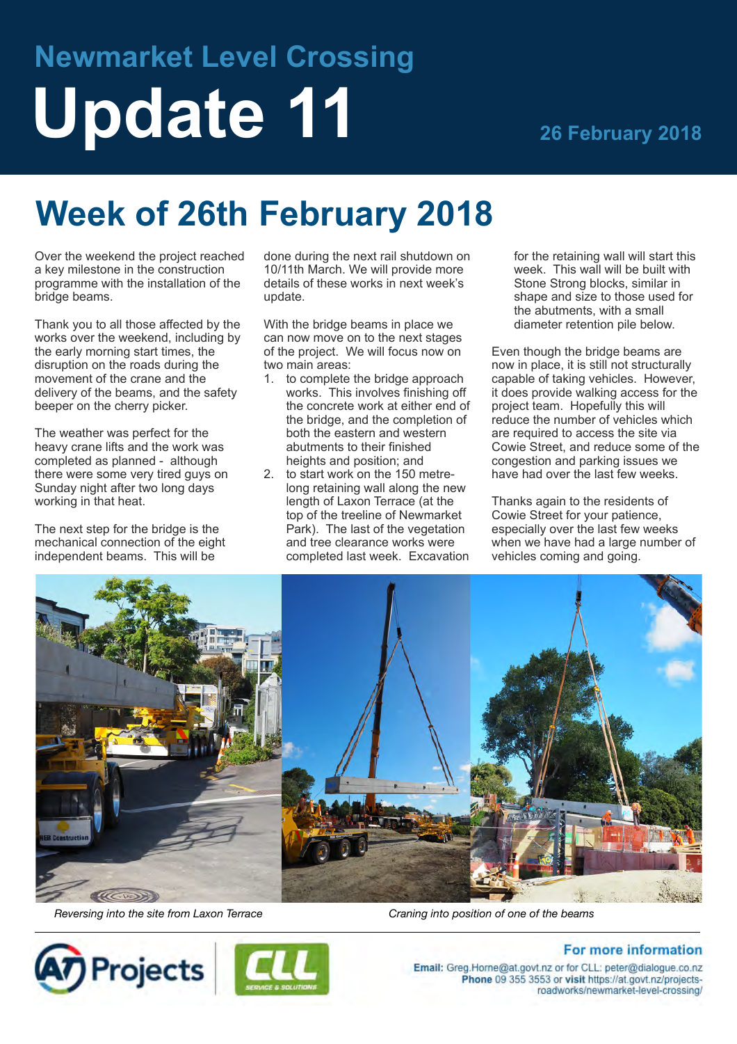# Newmarket Level Crossing

# Update 11

**26 February 2018**

## Week of 26th February 2018

Over the weekend the project reached a key milestone in the construction programme with the installation of the bridge beams.

Thank you to all those affected by the works over the weekend, including by the early morning start times, the disruption on the roads during the movement of the crane and the delivery of the beams, and the safety beeper on the cherry picker.

The weather was perfect for the heavy crane lifts and the work was completed as planned - although there were some very tired guys on Sunday night after two long days working in that heat.

The next step for the bridge is the mechanical connection of the eight independent beams. This will be done during the next rail shutdown on 10/11th March. We will provide more details of these works in next week's update.

With the bridge beams in place we can now move on to the next stages of the project. We will focus now on two main areas:

1. to complete the bridge approach works. This involves finishing off the concrete work at either end of the bridge, and the completion of both the eastern and western abutments to their finished heights and position; and
2. to start work on the 150 metre-long retaining wall along the new length of Laxon Terrace (at the top of the treeline of Newmarket Park). The last of the vegetation and tree clearance works were completed last week. Excavation for the retaining wall will start this week. This wall will be built with Stone Strong blocks, similar in shape and size to those used for the abutments, with a small diameter retention pile below.

Even though the bridge beams are now in place, it is still not structurally capable of taking vehicles. However, it does provide walking access for the project team. Hopefully this will reduce the number of vehicles which are required to access the site via Cowie Street, and reduce some of the congestion and parking issues we have had over the last few weeks.

Thanks again to the residents of Cowie Street for your patience, especially over the last few weeks when we have had a large number of vehicles coming and going.

*Reversing into the site from Laxon Terrace*

*Craning into position of one of the beams*

**For more information**

**Email:** Greg.Horne@at.govt.nz or for CLL: peter@dialogue.co.nz
**Phone** 09 355 3553 or **visit** https://at.govt.nz/projects-roadworks/newmarket-level-crossing/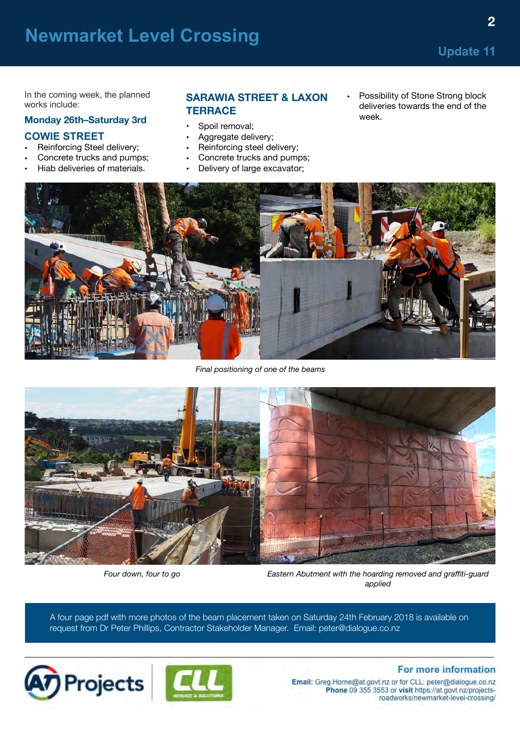# Newmarket Level Crossing

Update 11

In the coming week, the planned works include:

### Monday 26th–Saturday 3rd

### COWIE STREET

- Reinforcing Steel delivery;
- Concrete trucks and pumps;
- Hiab deliveries of materials.

### SARAWIA STREET & LAXON TERRACE

- Spoil removal;
- Aggregate delivery;
- Reinforcing steel delivery;
- Concrete trucks and pumps;
- Delivery of large excavator;
- Possibility of Stone Strong block deliveries towards the end of the week.

*Final positioning of one of the beams*

*Four down, four to go*

*Eastern Abutment with the hoarding removed and graffiti-guard applied*

A four page pdf with more photos of the beam placement taken on Saturday 24th February 2018 is available on request from Dr Peter Phillips, Contractor Stakeholder Manager. Email: peter@dialogue.co.nz

AT Projects | CLL SERVICE & SOLUTIONS

**For more information**

**Email:** Greg.Horne@at.govt.nz or for CLL: peter@dialogue.co.nz
**Phone** 09 355 3553 or **visit** https://at.govt.nz/projects-roadworks/newmarket-level-crossing/